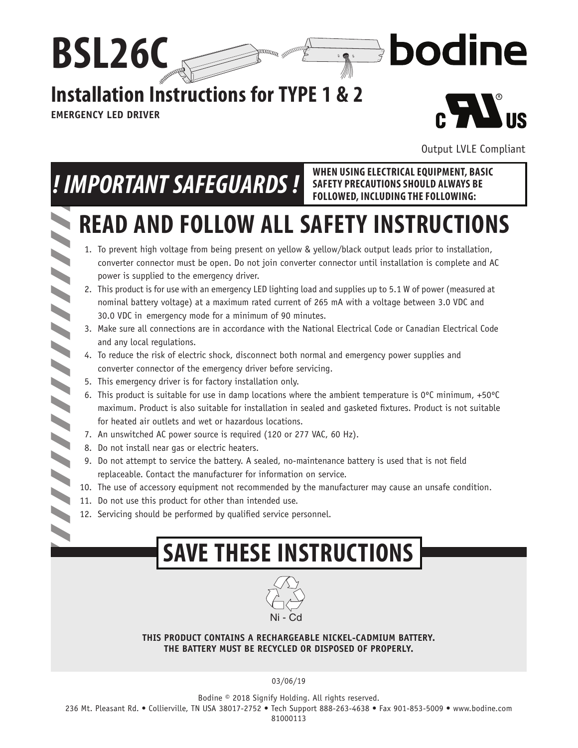# BSL26C

bodine

## Installation Instructions for TYPE 1 & 2

**EMERGENCY LED DRIVER**

Output LVLE Compliant

## ! IMPORTANT SAFEGUARDS !

**WHEN USING ELECTRICAL EQUIPMENT, BASIC SAFETY PRECAUTIONS SHOULD ALWAYS BE FOLLOWED, INCLUDING THE FOLLOWING:**

# READ AND FOLLOW ALL SAFETY INSTRUCTIONS

1. To prevent high voltage from being present on yellow & yellow/black output leads prior to installation, converter connector must be open. Do not join converter connector until installation is complete and AC power is supplied to the emergency driver.
2. This product is for use with an emergency LED lighting load and supplies up to 5.1 W of power (measured at nominal battery voltage) at a maximum rated current of 265 mA with a voltage between 3.0 VDC and 30.0 VDC in emergency mode for a minimum of 90 minutes.
3. Make sure all connections are in accordance with the National Electrical Code or Canadian Electrical Code and any local regulations.
4. To reduce the risk of electric shock, disconnect both normal and emergency power supplies and converter connector of the emergency driver before servicing.
5. This emergency driver is for factory installation only.
6. This product is suitable for use in damp locations where the ambient temperature is 0ºC minimum, +50ºC maximum. Product is also suitable for installation in sealed and gasketed fixtures. Product is not suitable for heated air outlets and wet or hazardous locations.
7. An unswitched AC power source is required (120 or 277 VAC, 60 Hz).
8. Do not install near gas or electric heaters.
9. Do not attempt to service the battery. A sealed, no-maintenance battery is used that is not field replaceable. Contact the manufacturer for information on service.
10. The use of accessory equipment not recommended by the manufacturer may cause an unsafe condition.
11. Do not use this product for other than intended use.
12. Servicing should be performed by qualified service personnel.

# SAVE THESE INSTRUCTIONS

Ni - Cd

**THIS PRODUCT CONTAINS A RECHARGEABLE NICKEL-CADMIUM BATTERY. THE BATTERY MUST BE RECYCLED OR DISPOSED OF PROPERLY.**

03/06/19

Bodine © 2018 Signify Holding. All rights reserved.
236 Mt. Pleasant Rd. • Collierville, TN USA 38017-2752 • Tech Support 888-263-4638 • Fax 901-853-5009 • www.bodine.com
81000113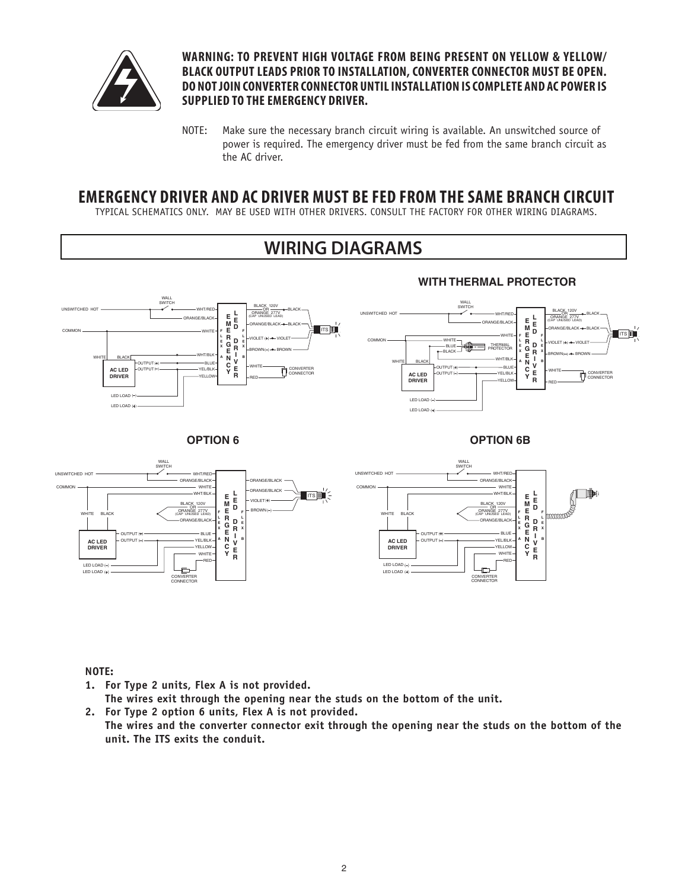**WARNING: TO PREVENT HIGH VOLTAGE FROM BEING PRESENT ON YELLOW & YELLOW/BLACK OUTPUT LEADS PRIOR TO INSTALLATION, CONVERTER CONNECTOR MUST BE OPEN. DO NOT JOIN CONVERTER CONNECTOR UNTIL INSTALLATION IS COMPLETE AND AC POWER IS SUPPLIED TO THE EMERGENCY DRIVER.**

NOTE: Make sure the necessary branch circuit wiring is available. An unswitched source of power is required. The emergency driver must be fed from the same branch circuit as the AC driver.

## EMERGENCY DRIVER AND AC DRIVER MUST BE FED FROM THE SAME BRANCH CIRCUIT

TYPICAL SCHEMATICS ONLY. MAY BE USED WITH OTHER DRIVERS. CONSULT THE FACTORY FOR OTHER WIRING DIAGRAMS.

# WIRING DIAGRAMS

WALL SWITCH
UNSWITCHED HOT
COMMON
WHITE
BLACK
AC LED DRIVER
OUTPUT (+)
OUTPUT (–)
LED LOAD (–)
LED LOAD (+)
WHT/RED
ORANGE/BLACK
WHITE
WHT/BLK
BLUE
YEL/BLK
YELLOW
EMERGENCY LED DRIVER
FLEX A
FLEX B
BLACK 120V OR ORANGE 277V (CAP UNUSED LEAD)
BLACK
ORANGE/BLACK
BLACK
VIOLET (+)
VIOLET
BROWN (–)
BROWN
ITS
WHITE
RED
CONVERTER CONNECTOR

### WITH THERMAL PROTECTOR

WALL SWITCH
UNSWITCHED HOT
COMMON
WHITE
BLUE
BLACK
THERMAL PROTECTOR
WHITE
BLACK
AC LED DRIVER
OUTPUT (+)
OUTPUT (–)
LED LOAD (–)
LED LOAD (+)
WHT/RED
ORANGE/BLACK
WHITE
WHT/BLK
BLUE
YEL/BLK
YELLOW
EMERGENCY LED DRIVER
FLEX A
FLEX B
BLACK 120V OR ORANGE 277V (CAP UNUSED LEAD)
BLACK
ORANGE/BLACK
BLACK
VIOLET (+)
VIOLET
BROWN (–)
BROWN
ITS
WHITE
RED
CONVERTER CONNECTOR

### OPTION 6

WALL SWITCH
UNSWITCHED HOT
COMMON
WHITE
BLACK
AC LED DRIVER
OUTPUT (+)
OUTPUT (–)
LED LOAD (–)
LED LOAD (+)
WHT/RED
ORANGE/BLACK
WHITE
WHT/BLK
BLACK 120V OR ORANGE 277V (CAP UNUSED LEAD)
ORANGE/BLACK
BLUE
YEL/BLK
YELLOW
WHITE
RED
CONVERTER CONNECTOR
EMERGENCY LED DRIVER
FLEX A
FLEX B
ORANGE/BLACK
ORANGE/BLACK
VIOLET (+)
BROWN (–)
ITS

### OPTION 6B

WALL SWITCH
UNSWITCHED HOT
COMMON
WHITE
BLACK
AC LED DRIVER
OUTPUT (+)
OUTPUT (–)
LED LOAD (–)
LED LOAD (+)
WHT/RED
ORANGE/BLACK
WHITE
WHT/BLK
BLACK 120V OR ORANGE 277V (CAP UNUSED LEAD)
ORANGE/BLACK
BLUE
YEL/BLK
YELLOW
WHITE
RED
CONVERTER CONNECTOR
EMERGENCY LED DRIVER
FLEX A
FLEX B

**NOTE:**

1. **For Type 2 units, Flex A is not provided.**
   **The wires exit through the opening near the studs on the bottom of the unit.**
2. **For Type 2 option 6 units, Flex A is not provided.**
   **The wires and the converter connector exit through the opening near the studs on the bottom of the unit. The ITS exits the conduit.**